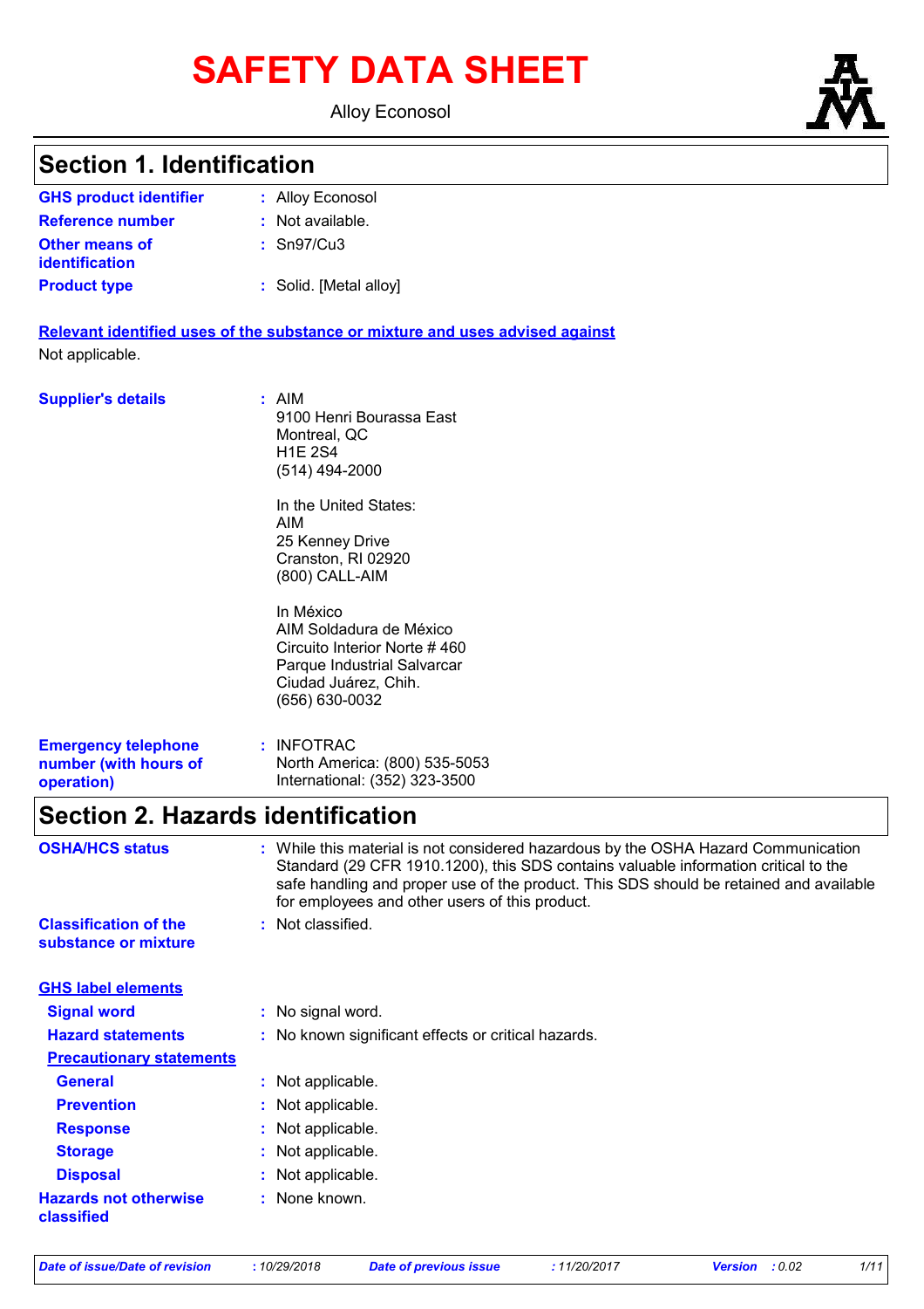# SAFETY DATA SHEET

Alloy Econosol

## Section 1. Identification

| | | |
|---|---|---|
| **GHS product identifier** | : | Alloy Econosol |
| **Reference number** | : | Not available. |
| **Other means of identification** | : | Sn97/Cu3 |
| **Product type** | : | Solid. [Metal alloy] |

**Relevant identified uses of the substance or mixture and uses advised against**

Not applicable.

**Supplier's details** : AIM
9100 Henri Bourassa East
Montreal, QC
H1E 2S4
(514) 494-2000

In the United States:
AIM
25 Kenney Drive
Cranston, RI 02920
(800) CALL-AIM

In México
AIM Soldadura de México
Circuito Interior Norte # 460
Parque Industrial Salvarcar
Ciudad Juárez, Chih.
(656) 630-0032

**Emergency telephone number (with hours of operation)** : INFOTRAC
North America: (800) 535-5053
International: (352) 323-3500

## Section 2. Hazards identification

| | | |
|---|---|---|
| **OSHA/HCS status** | : | While this material is not considered hazardous by the OSHA Hazard Communication Standard (29 CFR 1910.1200), this SDS contains valuable information critical to the safe handling and proper use of the product. This SDS should be retained and available for employees and other users of this product. |
| **Classification of the substance or mixture** | : | Not classified. |

**GHS label elements**

| | | |
|---|---|---|
| **Signal word** | : | No signal word. |
| **Hazard statements** | : | No known significant effects or critical hazards. |

**Precautionary statements**

| | | |
|---|---|---|
| **General** | : | Not applicable. |
| **Prevention** | : | Not applicable. |
| **Response** | : | Not applicable. |
| **Storage** | : | Not applicable. |
| **Disposal** | : | Not applicable. |
| **Hazards not otherwise classified** | : | None known. |

*Date of issue/Date of revision : 10/29/2018 Date of previous issue : 11/20/2017 Version : 0.02*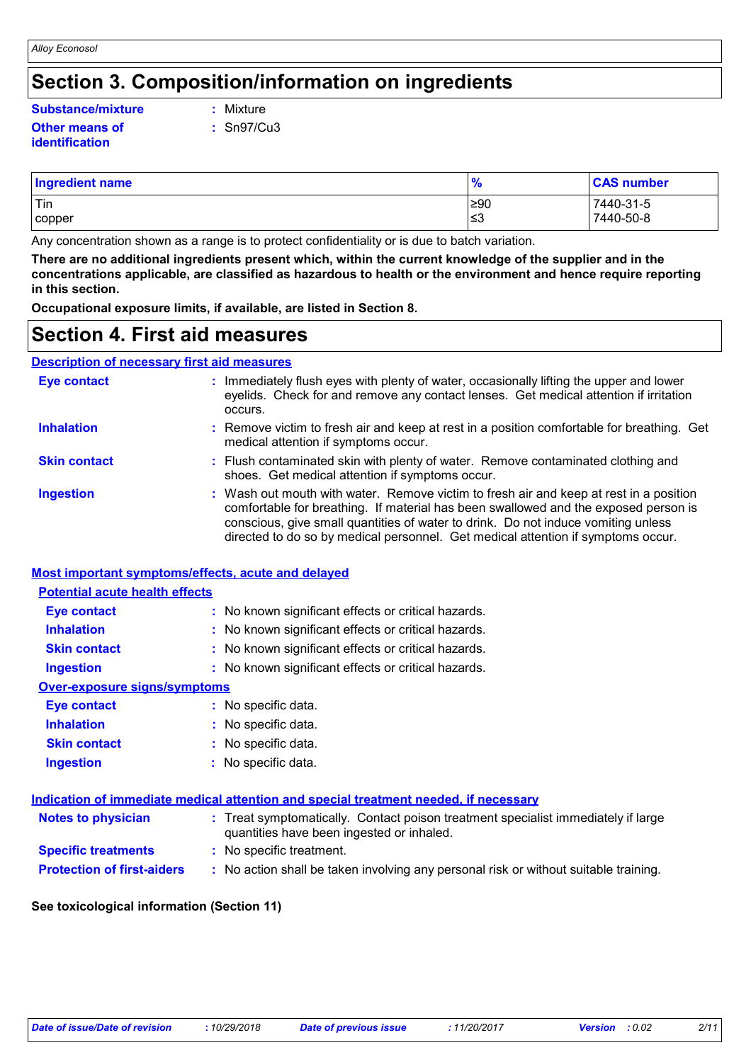# Section 3. Composition/information on ingredients

**Substance/mixture** : Mixture

**Other means of identification** : Sn97/Cu3

| Ingredient name | % | CAS number |
|---|---|---|
| Tin | ≥90 | 7440-31-5 |
| copper | ≤3 | 7440-50-8 |

Any concentration shown as a range is to protect confidentiality or is due to batch variation.

**There are no additional ingredients present which, within the current knowledge of the supplier and in the concentrations applicable, are classified as hazardous to health or the environment and hence require reporting in this section.**

**Occupational exposure limits, if available, are listed in Section 8.**

# Section 4. First aid measures

## Description of necessary first aid measures

**Eye contact** : Immediately flush eyes with plenty of water, occasionally lifting the upper and lower eyelids. Check for and remove any contact lenses. Get medical attention if irritation occurs.

**Inhalation** : Remove victim to fresh air and keep at rest in a position comfortable for breathing. Get medical attention if symptoms occur.

**Skin contact** : Flush contaminated skin with plenty of water. Remove contaminated clothing and shoes. Get medical attention if symptoms occur.

**Ingestion** : Wash out mouth with water. Remove victim to fresh air and keep at rest in a position comfortable for breathing. If material has been swallowed and the exposed person is conscious, give small quantities of water to drink. Do not induce vomiting unless directed to do so by medical personnel. Get medical attention if symptoms occur.

## Most important symptoms/effects, acute and delayed

### Potential acute health effects

**Eye contact** : No known significant effects or critical hazards.

**Inhalation** : No known significant effects or critical hazards.

**Skin contact** : No known significant effects or critical hazards.

**Ingestion** : No known significant effects or critical hazards.

### Over-exposure signs/symptoms

**Eye contact** : No specific data.

**Inhalation** : No specific data.

**Skin contact** : No specific data.

**Ingestion** : No specific data.

## Indication of immediate medical attention and special treatment needed, if necessary

**Notes to physician** : Treat symptomatically. Contact poison treatment specialist immediately if large quantities have been ingested or inhaled.

**Specific treatments** : No specific treatment.

**Protection of first-aiders** : No action shall be taken involving any personal risk or without suitable training.

**See toxicological information (Section 11)**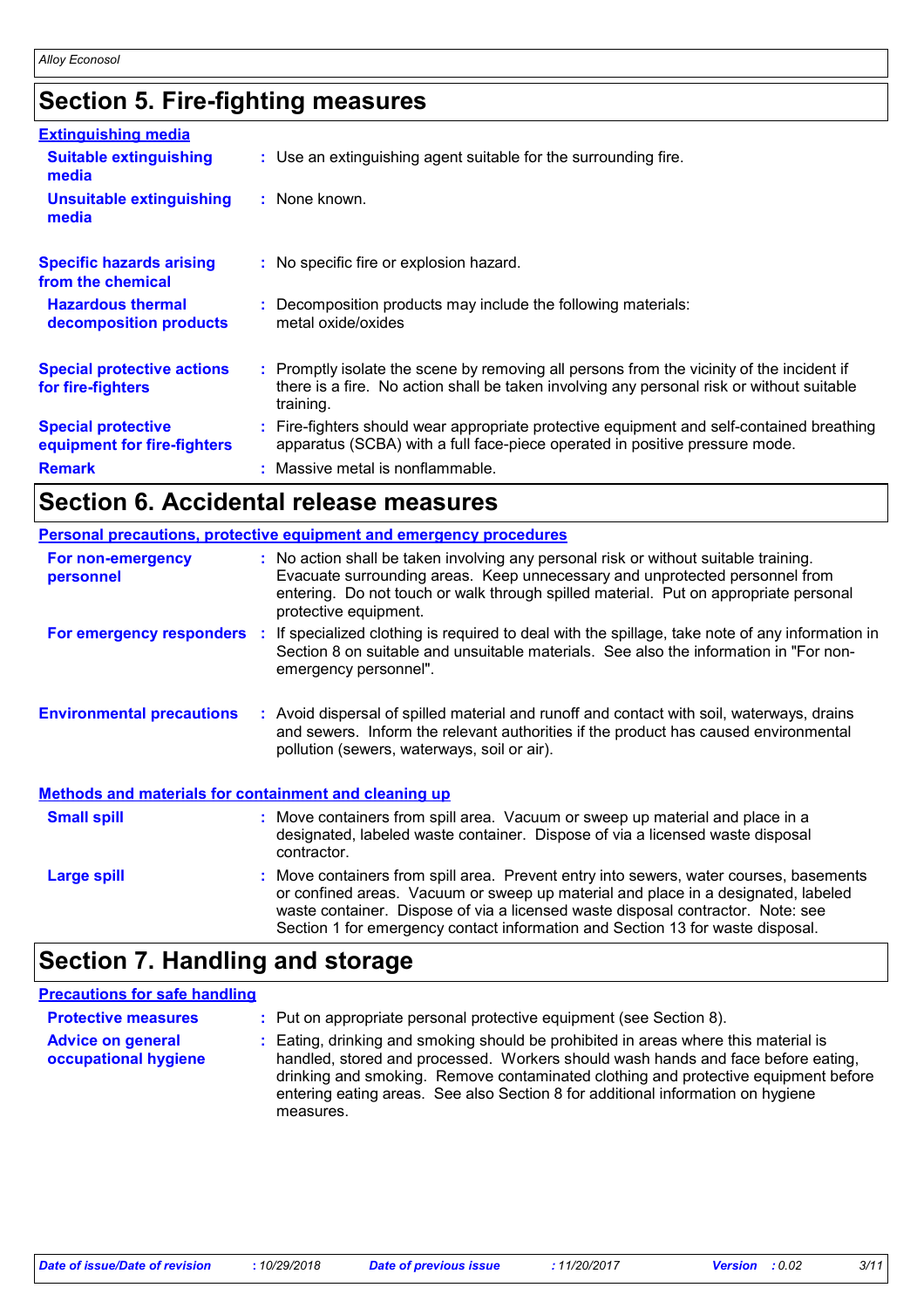## Section 5. Fire-fighting measures

**Extinguishing media**

**Suitable extinguishing media** : Use an extinguishing agent suitable for the surrounding fire.

**Unsuitable extinguishing media** : None known.

**Specific hazards arising from the chemical** : No specific fire or explosion hazard.

**Hazardous thermal decomposition products** : Decomposition products may include the following materials: metal oxide/oxides

**Special protective actions for fire-fighters** : Promptly isolate the scene by removing all persons from the vicinity of the incident if there is a fire. No action shall be taken involving any personal risk or without suitable training.

**Special protective equipment for fire-fighters** : Fire-fighters should wear appropriate protective equipment and self-contained breathing apparatus (SCBA) with a full face-piece operated in positive pressure mode.

**Remark** : Massive metal is nonflammable.

## Section 6. Accidental release measures

**Personal precautions, protective equipment and emergency procedures**

**For non-emergency personnel** : No action shall be taken involving any personal risk or without suitable training. Evacuate surrounding areas. Keep unnecessary and unprotected personnel from entering. Do not touch or walk through spilled material. Put on appropriate personal protective equipment.

**For emergency responders** : If specialized clothing is required to deal with the spillage, take note of any information in Section 8 on suitable and unsuitable materials. See also the information in "For non-emergency personnel".

**Environmental precautions** : Avoid dispersal of spilled material and runoff and contact with soil, waterways, drains and sewers. Inform the relevant authorities if the product has caused environmental pollution (sewers, waterways, soil or air).

**Methods and materials for containment and cleaning up**

**Small spill** : Move containers from spill area. Vacuum or sweep up material and place in a designated, labeled waste container. Dispose of via a licensed waste disposal contractor.

**Large spill** : Move containers from spill area. Prevent entry into sewers, water courses, basements or confined areas. Vacuum or sweep up material and place in a designated, labeled waste container. Dispose of via a licensed waste disposal contractor. Note: see Section 1 for emergency contact information and Section 13 for waste disposal.

## Section 7. Handling and storage

**Precautions for safe handling**

**Protective measures** : Put on appropriate personal protective equipment (see Section 8).

**Advice on general occupational hygiene** : Eating, drinking and smoking should be prohibited in areas where this material is handled, stored and processed. Workers should wash hands and face before eating, drinking and smoking. Remove contaminated clothing and protective equipment before entering eating areas. See also Section 8 for additional information on hygiene measures.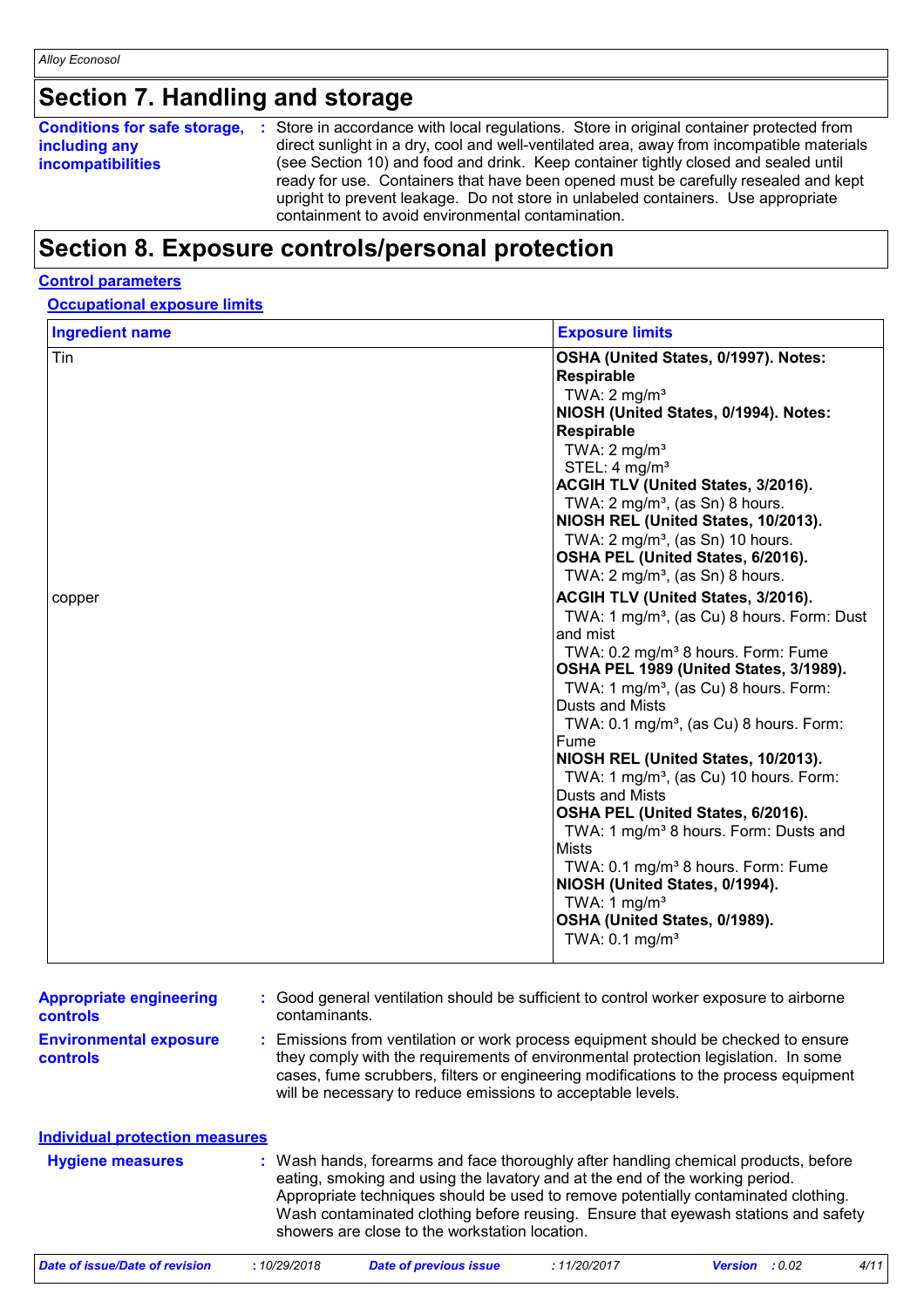## Section 7. Handling and storage

**Conditions for safe storage, including any incompatibilities** : Store in accordance with local regulations. Store in original container protected from direct sunlight in a dry, cool and well-ventilated area, away from incompatible materials (see Section 10) and food and drink. Keep container tightly closed and sealed until ready for use. Containers that have been opened must be carefully resealed and kept upright to prevent leakage. Do not store in unlabeled containers. Use appropriate containment to avoid environmental contamination.

## Section 8. Exposure controls/personal protection

### Control parameters

#### Occupational exposure limits

| Ingredient name | Exposure limits |
|---|---|
| Tin | **OSHA (United States, 0/1997). Notes: Respirable**<br>TWA: 2 mg/m³<br>**NIOSH (United States, 0/1994). Notes: Respirable**<br>TWA: 2 mg/m³<br>STEL: 4 mg/m³<br>**ACGIH TLV (United States, 3/2016).**<br>TWA: 2 mg/m³, (as Sn) 8 hours.<br>**NIOSH REL (United States, 10/2013).**<br>TWA: 2 mg/m³, (as Sn) 10 hours.<br>**OSHA PEL (United States, 6/2016).**<br>TWA: 2 mg/m³, (as Sn) 8 hours. |
| copper | **ACGIH TLV (United States, 3/2016).**<br>TWA: 1 mg/m³, (as Cu) 8 hours. Form: Dust and mist<br>TWA: 0.2 mg/m³ 8 hours. Form: Fume<br>**OSHA PEL 1989 (United States, 3/1989).**<br>TWA: 1 mg/m³, (as Cu) 8 hours. Form: Dusts and Mists<br>TWA: 0.1 mg/m³, (as Cu) 8 hours. Form: Fume<br>**NIOSH REL (United States, 10/2013).**<br>TWA: 1 mg/m³, (as Cu) 10 hours. Form: Dusts and Mists<br>**OSHA PEL (United States, 6/2016).**<br>TWA: 1 mg/m³ 8 hours. Form: Dusts and Mists<br>TWA: 0.1 mg/m³ 8 hours. Form: Fume<br>**NIOSH (United States, 0/1994).**<br>TWA: 1 mg/m³<br>**OSHA (United States, 0/1989).**<br>TWA: 0.1 mg/m³ |

**Appropriate engineering controls** : Good general ventilation should be sufficient to control worker exposure to airborne contaminants.

**Environmental exposure controls** : Emissions from ventilation or work process equipment should be checked to ensure they comply with the requirements of environmental protection legislation. In some cases, fume scrubbers, filters or engineering modifications to the process equipment will be necessary to reduce emissions to acceptable levels.

### Individual protection measures

**Hygiene measures** : Wash hands, forearms and face thoroughly after handling chemical products, before eating, smoking and using the lavatory and at the end of the working period. Appropriate techniques should be used to remove potentially contaminated clothing. Wash contaminated clothing before reusing. Ensure that eyewash stations and safety showers are close to the workstation location.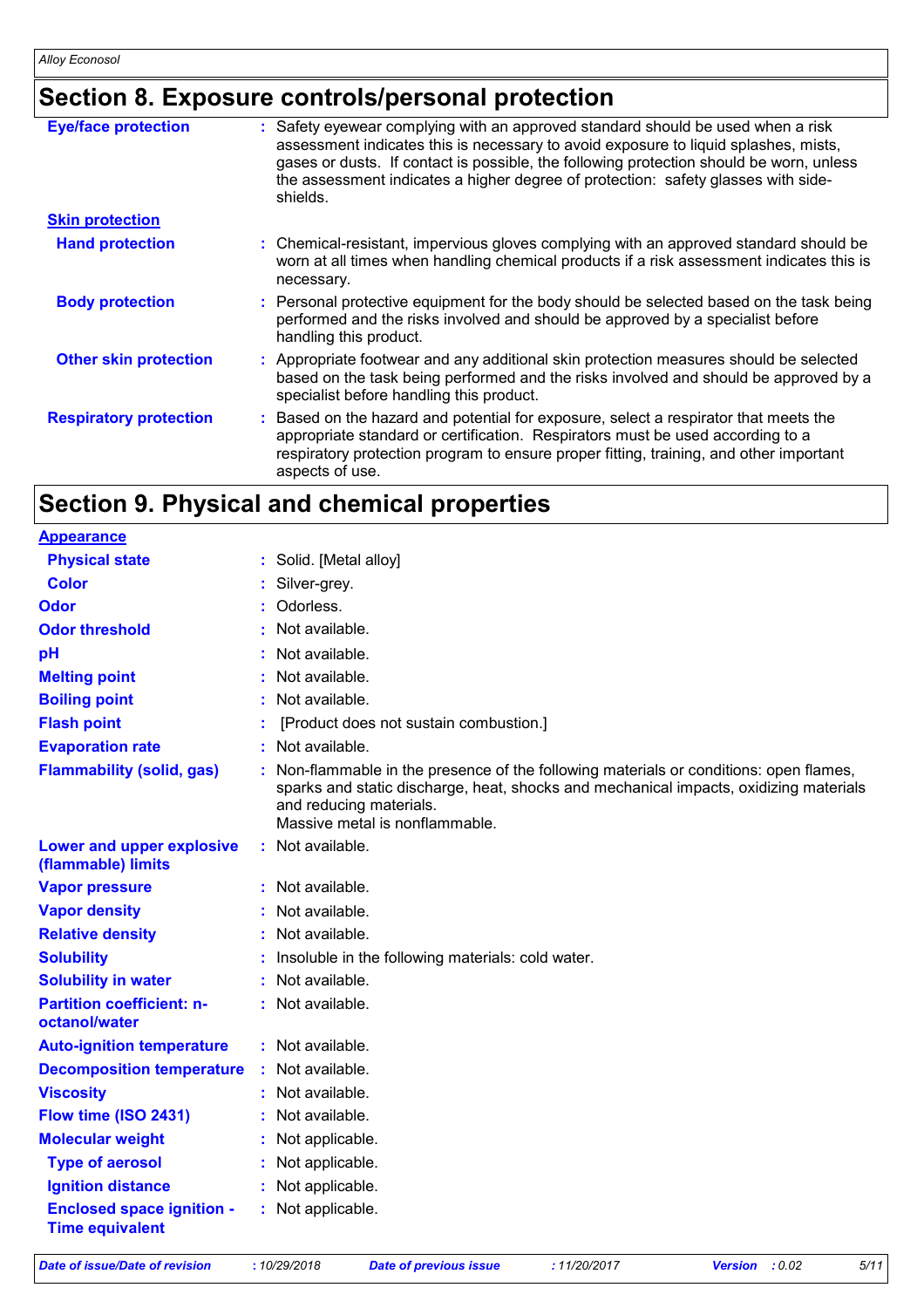## Section 8. Exposure controls/personal protection

| | |
|---|---|
| **Eye/face protection** | : Safety eyewear complying with an approved standard should be used when a risk assessment indicates this is necessary to avoid exposure to liquid splashes, mists, gases or dusts. If contact is possible, the following protection should be worn, unless the assessment indicates a higher degree of protection: safety glasses with side-shields. |
| **Skin protection** | |
| **Hand protection** | : Chemical-resistant, impervious gloves complying with an approved standard should be worn at all times when handling chemical products if a risk assessment indicates this is necessary. |
| **Body protection** | : Personal protective equipment for the body should be selected based on the task being performed and the risks involved and should be approved by a specialist before handling this product. |
| **Other skin protection** | : Appropriate footwear and any additional skin protection measures should be selected based on the task being performed and the risks involved and should be approved by a specialist before handling this product. |
| **Respiratory protection** | : Based on the hazard and potential for exposure, select a respirator that meets the appropriate standard or certification. Respirators must be used according to a respiratory protection program to ensure proper fitting, training, and other important aspects of use. |

## Section 9. Physical and chemical properties

| | |
|---|---|
| **Appearance** | |
| **Physical state** | : Solid. [Metal alloy] |
| **Color** | : Silver-grey. |
| **Odor** | : Odorless. |
| **Odor threshold** | : Not available. |
| **pH** | : Not available. |
| **Melting point** | : Not available. |
| **Boiling point** | : Not available. |
| **Flash point** | : [Product does not sustain combustion.] |
| **Evaporation rate** | : Not available. |
| **Flammability (solid, gas)** | : Non-flammable in the presence of the following materials or conditions: open flames, sparks and static discharge, heat, shocks and mechanical impacts, oxidizing materials and reducing materials. Massive metal is nonflammable. |
| **Lower and upper explosive (flammable) limits** | : Not available. |
| **Vapor pressure** | : Not available. |
| **Vapor density** | : Not available. |
| **Relative density** | : Not available. |
| **Solubility** | : Insoluble in the following materials: cold water. |
| **Solubility in water** | : Not available. |
| **Partition coefficient: n-octanol/water** | : Not available. |
| **Auto-ignition temperature** | : Not available. |
| **Decomposition temperature** | : Not available. |
| **Viscosity** | : Not available. |
| **Flow time (ISO 2431)** | : Not available. |
| **Molecular weight** | : Not applicable. |
| **Type of aerosol** | : Not applicable. |
| **Ignition distance** | : Not applicable. |
| **Enclosed space ignition - Time equivalent** | : Not applicable. |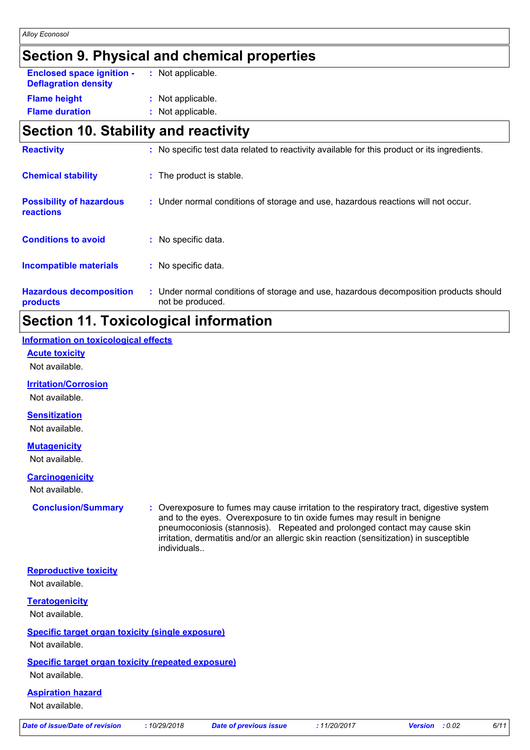## Section 9. Physical and chemical properties

| | | |
|---|---|---|
| **Enclosed space ignition - Deflagration density** | : | Not applicable. |
| **Flame height** | : | Not applicable. |
| **Flame duration** | : | Not applicable. |

## Section 10. Stability and reactivity

| | | |
|---|---|---|
| **Reactivity** | : | No specific test data related to reactivity available for this product or its ingredients. |
| **Chemical stability** | : | The product is stable. |
| **Possibility of hazardous reactions** | : | Under normal conditions of storage and use, hazardous reactions will not occur. |
| **Conditions to avoid** | : | No specific data. |
| **Incompatible materials** | : | No specific data. |
| **Hazardous decomposition products** | : | Under normal conditions of storage and use, hazardous decomposition products should not be produced. |

## Section 11. Toxicological information

### Information on toxicological effects

**Acute toxicity**

Not available.

**Irritation/Corrosion**

Not available.

**Sensitization**

Not available.

**Mutagenicity**

Not available.

**Carcinogenicity**

Not available.

**Conclusion/Summary** : Overexposure to fumes may cause irritation to the respiratory tract, digestive system and to the eyes. Overexposure to tin oxide fumes may result in benigne pneumoconiosis (stannosis). Repeated and prolonged contact may cause skin irritation, dermatitis and/or an allergic skin reaction (sensitization) in susceptible individuals..

**Reproductive toxicity**

Not available.

**Teratogenicity**

Not available.

**Specific target organ toxicity (single exposure)**

Not available.

**Specific target organ toxicity (repeated exposure)**

Not available.

**Aspiration hazard**

Not available.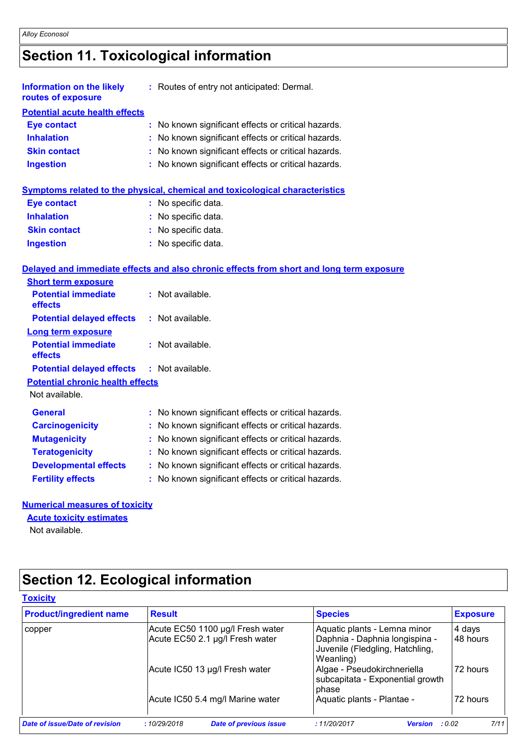# Section 11. Toxicological information

**Information on the likely routes of exposure** : Routes of entry not anticipated: Dermal.

**Potential acute health effects**

**Eye contact** : No known significant effects or critical hazards.
**Inhalation** : No known significant effects or critical hazards.
**Skin contact** : No known significant effects or critical hazards.
**Ingestion** : No known significant effects or critical hazards.

**Symptoms related to the physical, chemical and toxicological characteristics**

**Eye contact** : No specific data.
**Inhalation** : No specific data.
**Skin contact** : No specific data.
**Ingestion** : No specific data.

**Delayed and immediate effects and also chronic effects from short and long term exposure**

**Short term exposure**

**Potential immediate effects** : Not available.
**Potential delayed effects** : Not available.

**Long term exposure**

**Potential immediate effects** : Not available.
**Potential delayed effects** : Not available.

**Potential chronic health effects**

Not available.

**General** : No known significant effects or critical hazards.
**Carcinogenicity** : No known significant effects or critical hazards.
**Mutagenicity** : No known significant effects or critical hazards.
**Teratogenicity** : No known significant effects or critical hazards.
**Developmental effects** : No known significant effects or critical hazards.
**Fertility effects** : No known significant effects or critical hazards.

**Numerical measures of toxicity**

**Acute toxicity estimates**

Not available.

# Section 12. Ecological information

**Toxicity**

| Product/ingredient name | Result | Species | Exposure |
|---|---|---|---|
| copper | Acute EC50 1100 µg/l Fresh water | Aquatic plants - Lemna minor | 4 days |
| | Acute EC50 2.1 µg/l Fresh water | Daphnia - Daphnia longispina - Juvenile (Fledgling, Hatchling, Weanling) | 48 hours |
| | Acute IC50 13 µg/l Fresh water | Algae - Pseudokirchneriella subcapitata - Exponential growth phase | 72 hours |
| | Acute IC50 5.4 mg/l Marine water | Aquatic plants - Plantae - | 72 hours |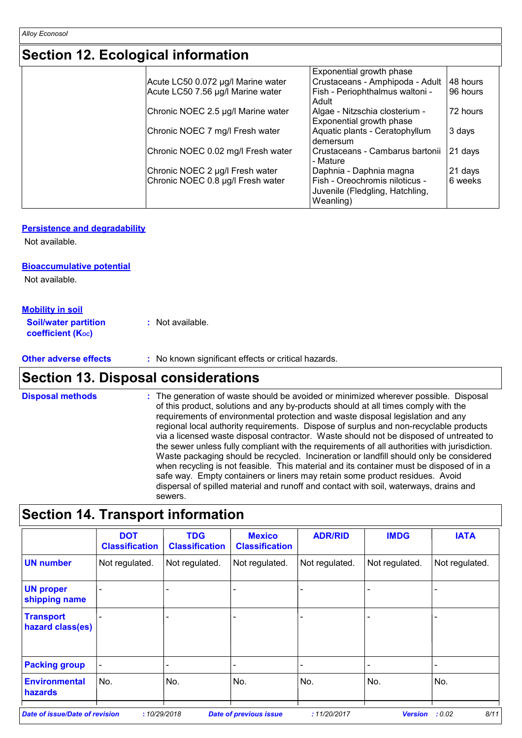## Section 12. Ecological information

| | | | |
|---|---|---|---|
| | | Exponential growth phase | |
| | Acute LC50 0.072 µg/l Marine water | Crustaceans - Amphipoda - Adult | 48 hours |
| | Acute LC50 7.56 µg/l Marine water | Fish - Periophthalmus waltoni - Adult | 96 hours |
| | Chronic NOEC 2.5 µg/l Marine water | Algae - Nitzschia closterium - Exponential growth phase | 72 hours |
| | Chronic NOEC 7 mg/l Fresh water | Aquatic plants - Ceratophyllum demersum | 3 days |
| | Chronic NOEC 0.02 mg/l Fresh water | Crustaceans - Cambarus bartonii - Mature | 21 days |
| | Chronic NOEC 2 µg/l Fresh water | Daphnia - Daphnia magna | 21 days |
| | Chronic NOEC 0.8 µg/l Fresh water | Fish - Oreochromis niloticus - Juvenile (Fledgling, Hatchling, Weanling) | 6 weeks |

### Persistence and degradability

Not available.

### Bioaccumulative potential

Not available.

### Mobility in soil

**Soil/water partition coefficient ($K_{OC}$)** : Not available.

**Other adverse effects** : No known significant effects or critical hazards.

## Section 13. Disposal considerations

**Disposal methods** : The generation of waste should be avoided or minimized wherever possible. Disposal of this product, solutions and any by-products should at all times comply with the requirements of environmental protection and waste disposal legislation and any regional local authority requirements. Dispose of surplus and non-recyclable products via a licensed waste disposal contractor. Waste should not be disposed of untreated to the sewer unless fully compliant with the requirements of all authorities with jurisdiction. Waste packaging should be recycled. Incineration or landfill should only be considered when recycling is not feasible. This material and its container must be disposed of in a safe way. Empty containers or liners may retain some product residues. Avoid dispersal of spilled material and runoff and contact with soil, waterways, drains and sewers.

## Section 14. Transport information

| | DOT Classification | TDG Classification | Mexico Classification | ADR/RID | IMDG | IATA |
|---|---|---|---|---|---|---|
| **UN number** | Not regulated. | Not regulated. | Not regulated. | Not regulated. | Not regulated. | Not regulated. |
| **UN proper shipping name** | - | - | - | - | - | - |
| **Transport hazard class(es)** | - | - | - | - | - | - |
| **Packing group** | - | - | - | - | - | - |
| **Environmental hazards** | No. | No. | No. | No. | No. | No. |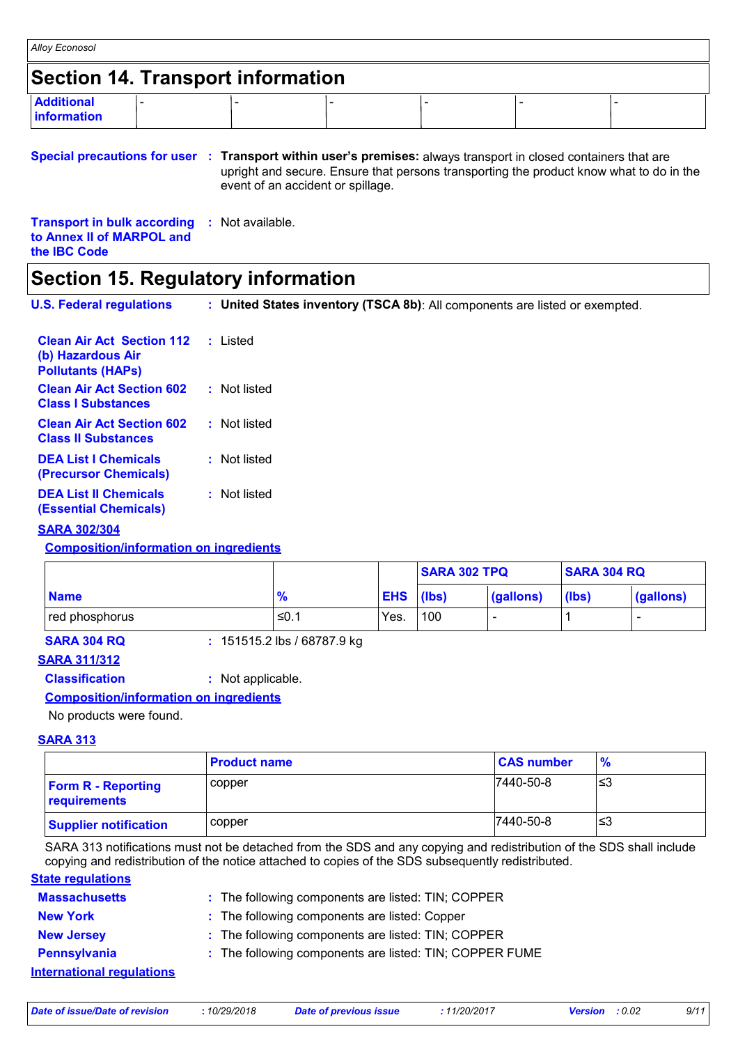## Section 14. Transport information

| Additional information | - | - | - | - | - | - |
|---|---|---|---|---|---|---|

**Special precautions for user** : **Transport within user's premises:** always transport in closed containers that are upright and secure. Ensure that persons transporting the product know what to do in the event of an accident or spillage.

**Transport in bulk according to Annex II of MARPOL and the IBC Code** : Not available.

## Section 15. Regulatory information

**U.S. Federal regulations** : **United States inventory (TSCA 8b)**: All components are listed or exempted.

**Clean Air Act Section 112 (b) Hazardous Air Pollutants (HAPs)** : Listed

**Clean Air Act Section 602 Class I Substances** : Not listed

**Clean Air Act Section 602 Class II Substances** : Not listed

**DEA List I Chemicals (Precursor Chemicals)** : Not listed

**DEA List II Chemicals (Essential Chemicals)** : Not listed

**SARA 302/304**

**Composition/information on ingredients**

| | | | SARA 302 TPQ | | SARA 304 RQ | |
|---|---|---|---|---|---|---|
| **Name** | **%** | **EHS** | **(lbs)** | **(gallons)** | **(lbs)** | **(gallons)** |
| red phosphorus | ≤0.1 | Yes. | 100 | - | 1 | - |

**SARA 304 RQ** : 151515.2 lbs / 68787.9 kg

**SARA 311/312**

**Classification** : Not applicable.

**Composition/information on ingredients**

No products were found.

**SARA 313**

| | Product name | CAS number | % |
|---|---|---|---|
| **Form R - Reporting requirements** | copper | 7440-50-8 | ≤3 |
| **Supplier notification** | copper | 7440-50-8 | ≤3 |

SARA 313 notifications must not be detached from the SDS and any copying and redistribution of the SDS shall include copying and redistribution of the notice attached to copies of the SDS subsequently redistributed.

**State regulations**

**Massachusetts** : The following components are listed: TIN; COPPER

**New York** : The following components are listed: Copper

**New Jersey** : The following components are listed: TIN; COPPER

**Pennsylvania** : The following components are listed: TIN; COPPER FUME

**International regulations**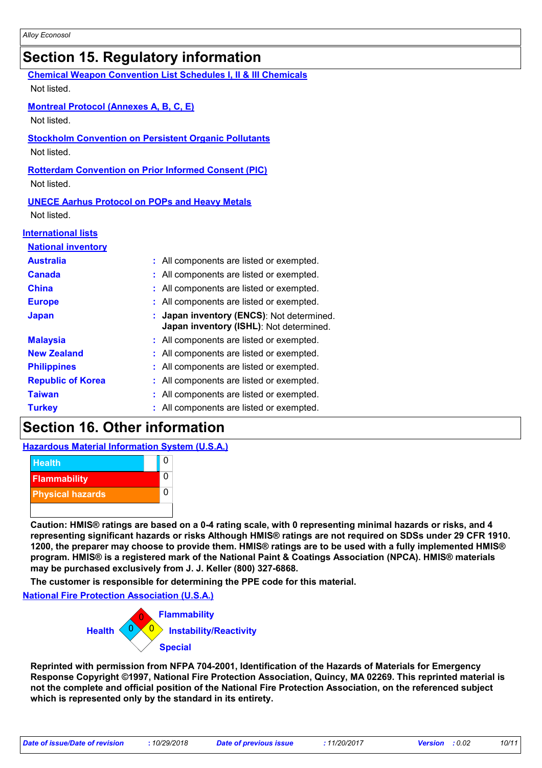## Section 15. Regulatory information

**Chemical Weapon Convention List Schedules I, II & III Chemicals**

Not listed.

**Montreal Protocol (Annexes A, B, C, E)**

Not listed.

**Stockholm Convention on Persistent Organic Pollutants**

Not listed.

**Rotterdam Convention on Prior Informed Consent (PIC)**

Not listed.

**UNECE Aarhus Protocol on POPs and Heavy Metals**

Not listed.

**International lists**

**National inventory**

| | |
|---|---|
| **Australia** | : All components are listed or exempted. |
| **Canada** | : All components are listed or exempted. |
| **China** | : All components are listed or exempted. |
| **Europe** | : All components are listed or exempted. |
| **Japan** | : **Japan inventory (ENCS)**: Not determined. **Japan inventory (ISHL)**: Not determined. |
| **Malaysia** | : All components are listed or exempted. |
| **New Zealand** | : All components are listed or exempted. |
| **Philippines** | : All components are listed or exempted. |
| **Republic of Korea** | : All components are listed or exempted. |
| **Taiwan** | : All components are listed or exempted. |
| **Turkey** | : All components are listed or exempted. |

## Section 16. Other information

**Hazardous Material Information System (U.S.A.)**

| | |
|---|---|
| Health | 0 |
| Flammability | 0 |
| Physical hazards | 0 |

**Caution: HMIS® ratings are based on a 0-4 rating scale, with 0 representing minimal hazards or risks, and 4 representing significant hazards or risks Although HMIS® ratings are not required on SDSs under 29 CFR 1910. 1200, the preparer may choose to provide them. HMIS® ratings are to be used with a fully implemented HMIS® program. HMIS® is a registered mark of the National Paint & Coatings Association (NPCA). HMIS® materials may be purchased exclusively from J. J. Keller (800) 327-6868.**

**The customer is responsible for determining the PPE code for this material.**

**National Fire Protection Association (U.S.A.)**

| | |
|---|---|
| Flammability | 0 |
| Health | 0 |
| Instability/Reactivity | 0 |
| Special | |

**Reprinted with permission from NFPA 704-2001, Identification of the Hazards of Materials for Emergency Response Copyright ©1997, National Fire Protection Association, Quincy, MA 02269. This reprinted material is not the complete and official position of the National Fire Protection Association, on the referenced subject which is represented only by the standard in its entirety.**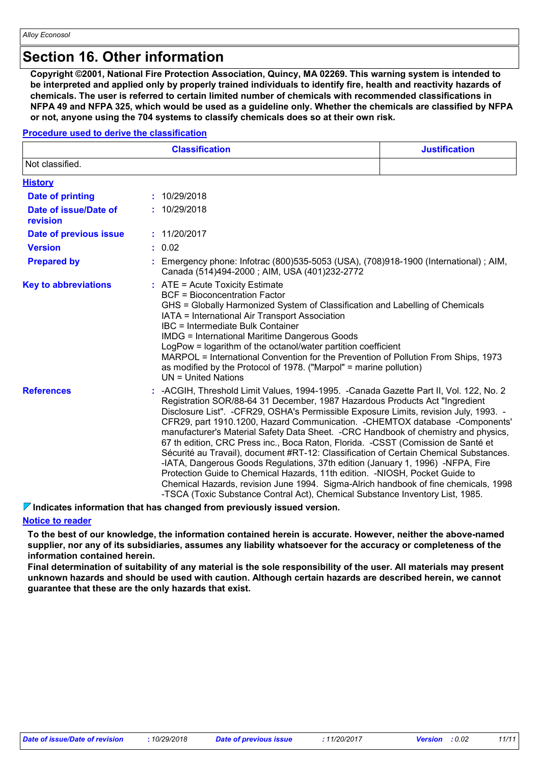# Section 16. Other information

**Copyright ©2001, National Fire Protection Association, Quincy, MA 02269. This warning system is intended to be interpreted and applied only by properly trained individuals to identify fire, health and reactivity hazards of chemicals. The user is referred to certain limited number of chemicals with recommended classifications in NFPA 49 and NFPA 325, which would be used as a guideline only. Whether the chemicals are classified by NFPA or not, anyone using the 704 systems to classify chemicals does so at their own risk.**

## Procedure used to derive the classification

| Classification | Justification |
|---|---|
| Not classified. | |

## History

**Date of printing** : 10/29/2018

**Date of issue/Date of revision** : 10/29/2018

**Date of previous issue** : 11/20/2017

**Version** : 0.02

**Prepared by** : Emergency phone: Infotrac (800)535-5053 (USA), (708)918-1900 (International) ; AIM, Canada (514)494-2000 ; AIM, USA (401)232-2772

**Key to abbreviations** :
ATE = Acute Toxicity Estimate
BCF = Bioconcentration Factor
GHS = Globally Harmonized System of Classification and Labelling of Chemicals
IATA = International Air Transport Association
IBC = Intermediate Bulk Container
IMDG = International Maritime Dangerous Goods
LogPow = logarithm of the octanol/water partition coefficient
MARPOL = International Convention for the Prevention of Pollution From Ships, 1973 as modified by the Protocol of 1978. ("Marpol" = marine pollution)
UN = United Nations

**References** : -ACGIH, Threshold Limit Values, 1994-1995. -Canada Gazette Part II, Vol. 122, No. 2 Registration SOR/88-64 31 December, 1987 Hazardous Products Act "Ingredient Disclosure List". -CFR29, OSHA's Permissible Exposure Limits, revision July, 1993. -CFR29, part 1910.1200, Hazard Communication. -CHEMTOX database -Components' manufacturer's Material Safety Data Sheet. -CRC Handbook of chemistry and physics, 67 th edition, CRC Press inc., Boca Raton, Florida. -CSST (Comission de Santé et Sécurité au Travail), document #RT-12: Classification of Certain Chemical Substances. -IATA, Dangerous Goods Regulations, 37th edition (January 1, 1996) -NFPA, Fire Protection Guide to Chemical Hazards, 11th edition. -NIOSH, Pocket Guide to Chemical Hazards, revision June 1994. Sigma-Alrich handbook of fine chemicals, 1998 -TSCA (Toxic Substance Contral Act), Chemical Substance Inventory List, 1985.

**Indicates information that has changed from previously issued version.**

## Notice to reader

**To the best of our knowledge, the information contained herein is accurate. However, neither the above-named supplier, nor any of its subsidiaries, assumes any liability whatsoever for the accuracy or completeness of the information contained herein.**

**Final determination of suitability of any material is the sole responsibility of the user. All materials may present unknown hazards and should be used with caution. Although certain hazards are described herein, we cannot guarantee that these are the only hazards that exist.**